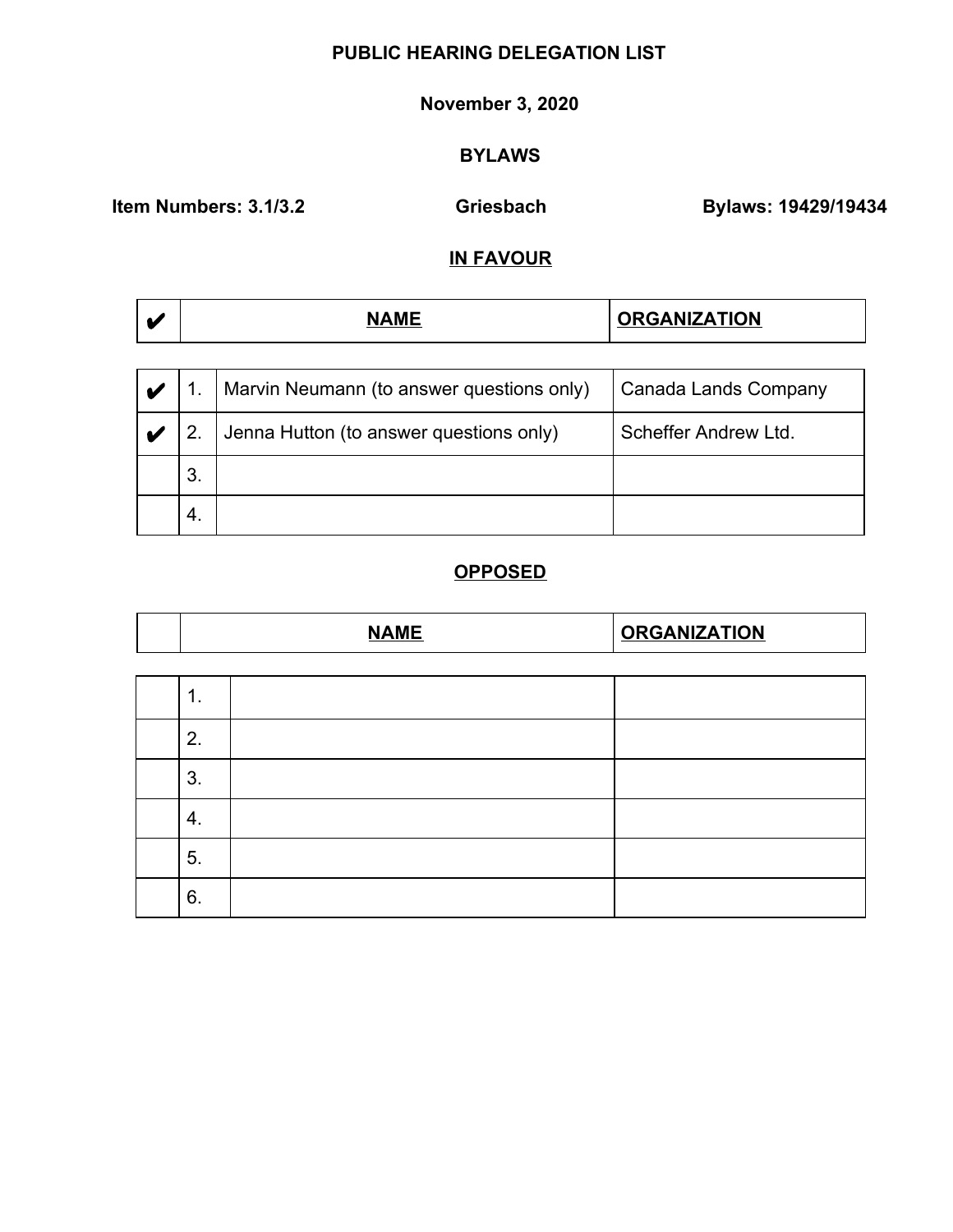# PUBLIC HEARING DELEGATION LIST

**November 3, 2020**

**BYLAWS**

**Item Numbers: 3.1/3.2** **Griesbach** **Bylaws: 19429/19434**

## IN FAVOUR

| ✔ | | NAME | ORGANIZATION |
|---|---|---|---|
| ✔ | 1. | Marvin Neumann (to answer questions only) | Canada Lands Company |
| ✔ | 2. | Jenna Hutton (to answer questions only) | Scheffer Andrew Ltd. |
| | 3. | | |
| | 4. | | |

## OPPOSED

| | | NAME | ORGANIZATION |
|---|---|---|---|
| | 1. | | |
| | 2. | | |
| | 3. | | |
| | 4. | | |
| | 5. | | |
| | 6. | | |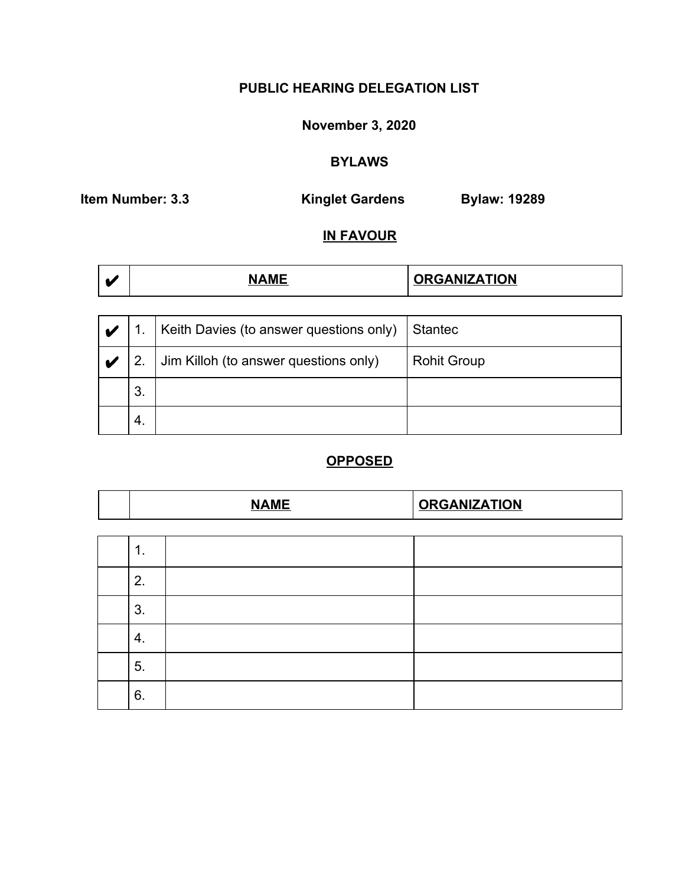**PUBLIC HEARING DELEGATION LIST**

**November 3, 2020**

**BYLAWS**

**Item Number: 3.3** **Kinglet Gardens** **Bylaw: 19289**

**IN FAVOUR**

| ✔ | | NAME | ORGANIZATION |
|---|---|---|---|
| ✔ | 1. | Keith Davies (to answer questions only) | Stantec |
| ✔ | 2. | Jim Killoh (to answer questions only) | Rohit Group |
| | 3. | | |
| | 4. | | |

**OPPOSED**

| | | NAME | ORGANIZATION |
|---|---|---|---|
| | 1. | | |
| | 2. | | |
| | 3. | | |
| | 4. | | |
| | 5. | | |
| | 6. | | |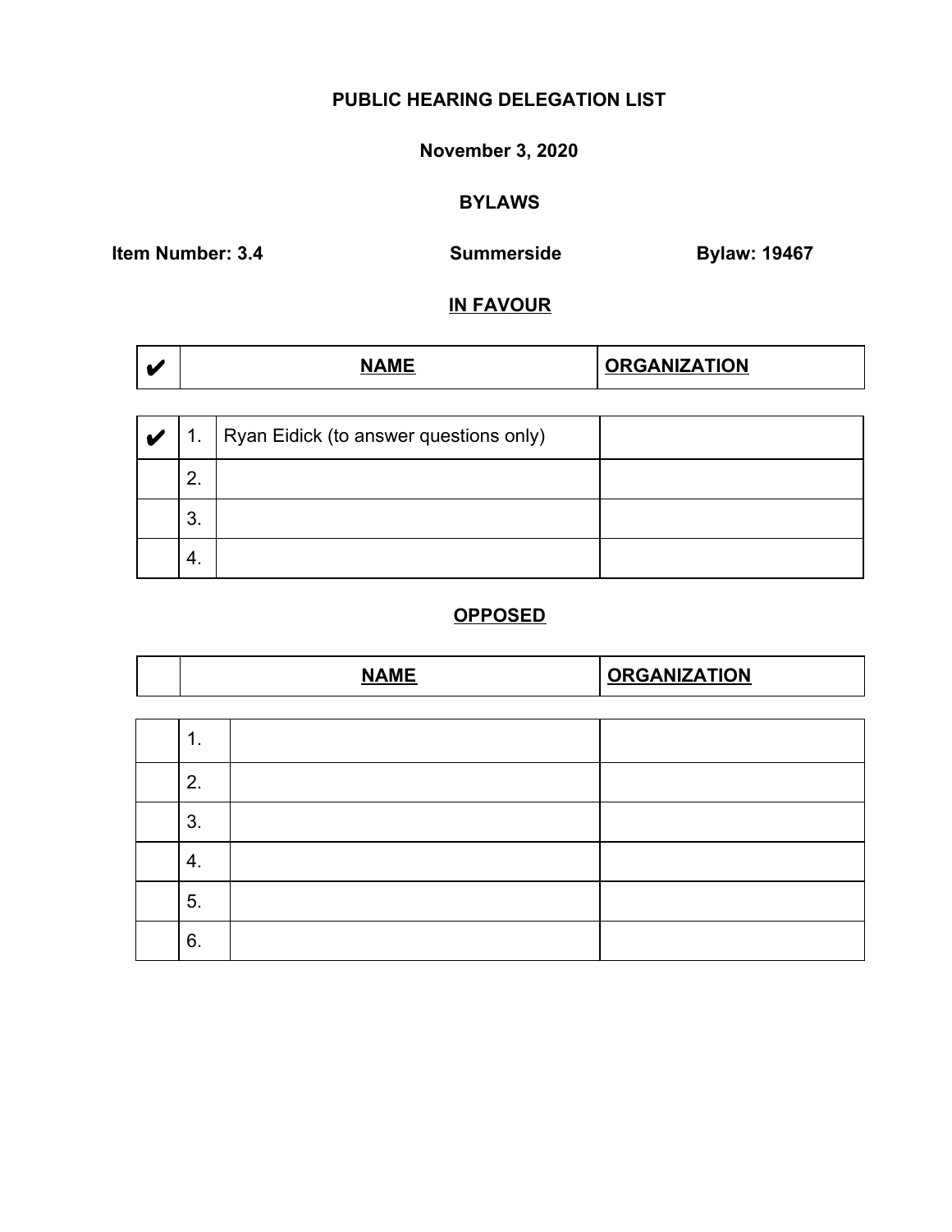**PUBLIC HEARING DELEGATION LIST**

**November 3, 2020**

**BYLAWS**

**Item Number: 3.4** **Summerside** **Bylaw: 19467**

**IN FAVOUR**

| ✔ | | NAME | ORGANIZATION |
|---|---|---|---|
| ✔ | 1. | Ryan Eidick (to answer questions only) | |
| | 2. | | |
| | 3. | | |
| | 4. | | |

**OPPOSED**

| | | NAME | ORGANIZATION |
|---|---|---|---|
| | 1. | | |
| | 2. | | |
| | 3. | | |
| | 4. | | |
| | 5. | | |
| | 6. | | |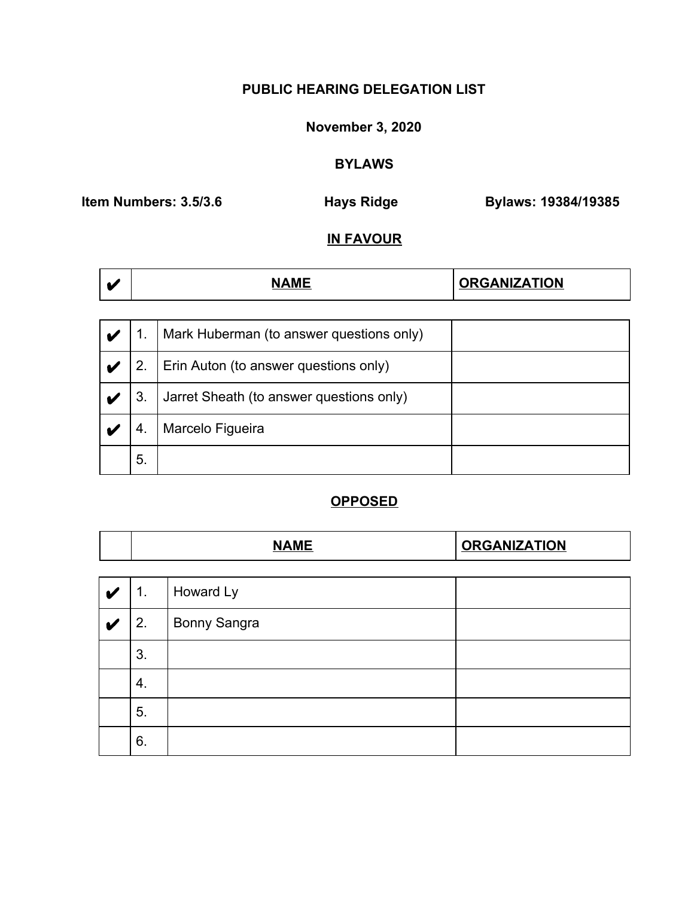**PUBLIC HEARING DELEGATION LIST**

**November 3, 2020**

**BYLAWS**

**Item Numbers: 3.5/3.6** **Hays Ridge** **Bylaws: 19384/19385**

**IN FAVOUR**

| ✔ | | NAME | ORGANIZATION |
|---|---|---|---|
| ✔ | 1. | Mark Huberman (to answer questions only) | |
| ✔ | 2. | Erin Auton (to answer questions only) | |
| ✔ | 3. | Jarret Sheath (to answer questions only) | |
| ✔ | 4. | Marcelo Figueira | |
| | 5. | | |

**OPPOSED**

| | | NAME | ORGANIZATION |
|---|---|---|---|
| ✔ | 1. | Howard Ly | |
| ✔ | 2. | Bonny Sangra | |
| | 3. | | |
| | 4. | | |
| | 5. | | |
| | 6. | | |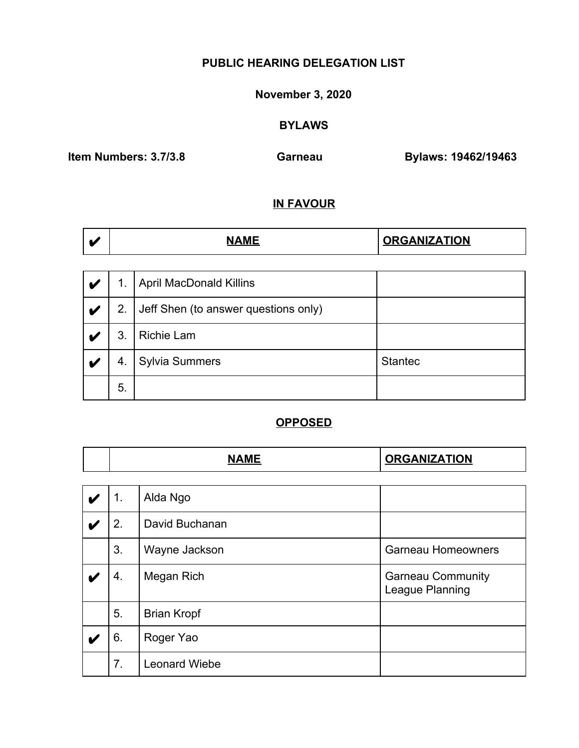**PUBLIC HEARING DELEGATION LIST**

**November 3, 2020**

**BYLAWS**

**Item Numbers: 3.7/3.8** **Garneau** **Bylaws: 19462/19463**

## IN FAVOUR

| ✔ | | NAME | ORGANIZATION |
|---|---|---|---|
| ✔ | 1. | April MacDonald Killins | |
| ✔ | 2. | Jeff Shen (to answer questions only) | |
| ✔ | 3. | Richie Lam | |
| ✔ | 4. | Sylvia Summers | Stantec |
| | 5. | | |

## OPPOSED

| | | NAME | ORGANIZATION |
|---|---|---|---|
| ✔ | 1. | Alda Ngo | |
| ✔ | 2. | David Buchanan | |
| | 3. | Wayne Jackson | Garneau Homeowners |
| ✔ | 4. | Megan Rich | Garneau Community League Planning |
| | 5. | Brian Kropf | |
| ✔ | 6. | Roger Yao | |
| | 7. | Leonard Wiebe | |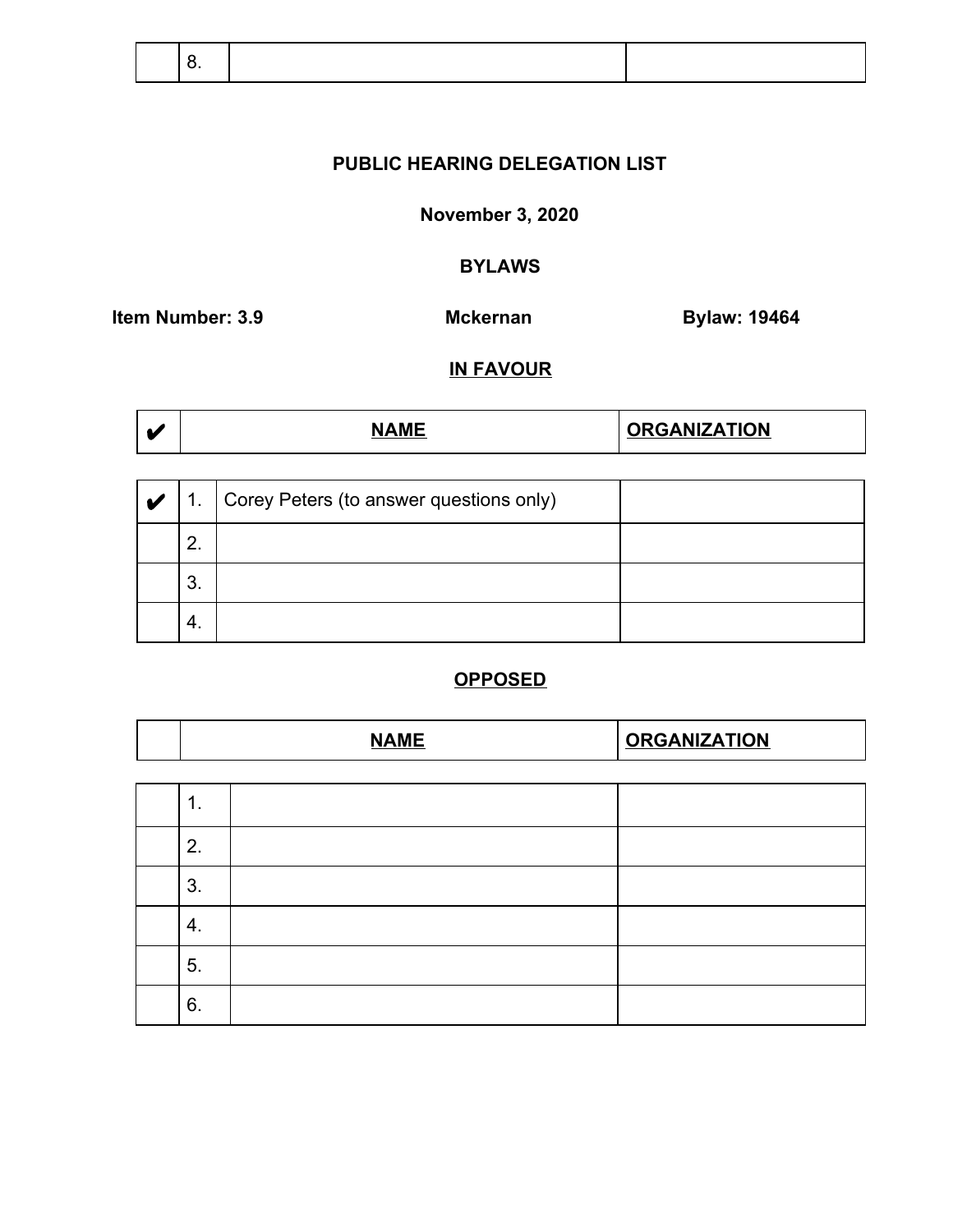| | 8. | | |
|---|---|---|---|

**PUBLIC HEARING DELEGATION LIST**

**November 3, 2020**

**BYLAWS**

**Item Number: 3.9** **Mckernan** **Bylaw: 19464**

**IN FAVOUR**

| ✔ | | NAME | ORGANIZATION |
|---|---|---|---|
| ✔ | 1. | Corey Peters (to answer questions only) | |
| | 2. | | |
| | 3. | | |
| | 4. | | |

**OPPOSED**

| | | NAME | ORGANIZATION |
|---|---|---|---|
| | 1. | | |
| | 2. | | |
| | 3. | | |
| | 4. | | |
| | 5. | | |
| | 6. | | |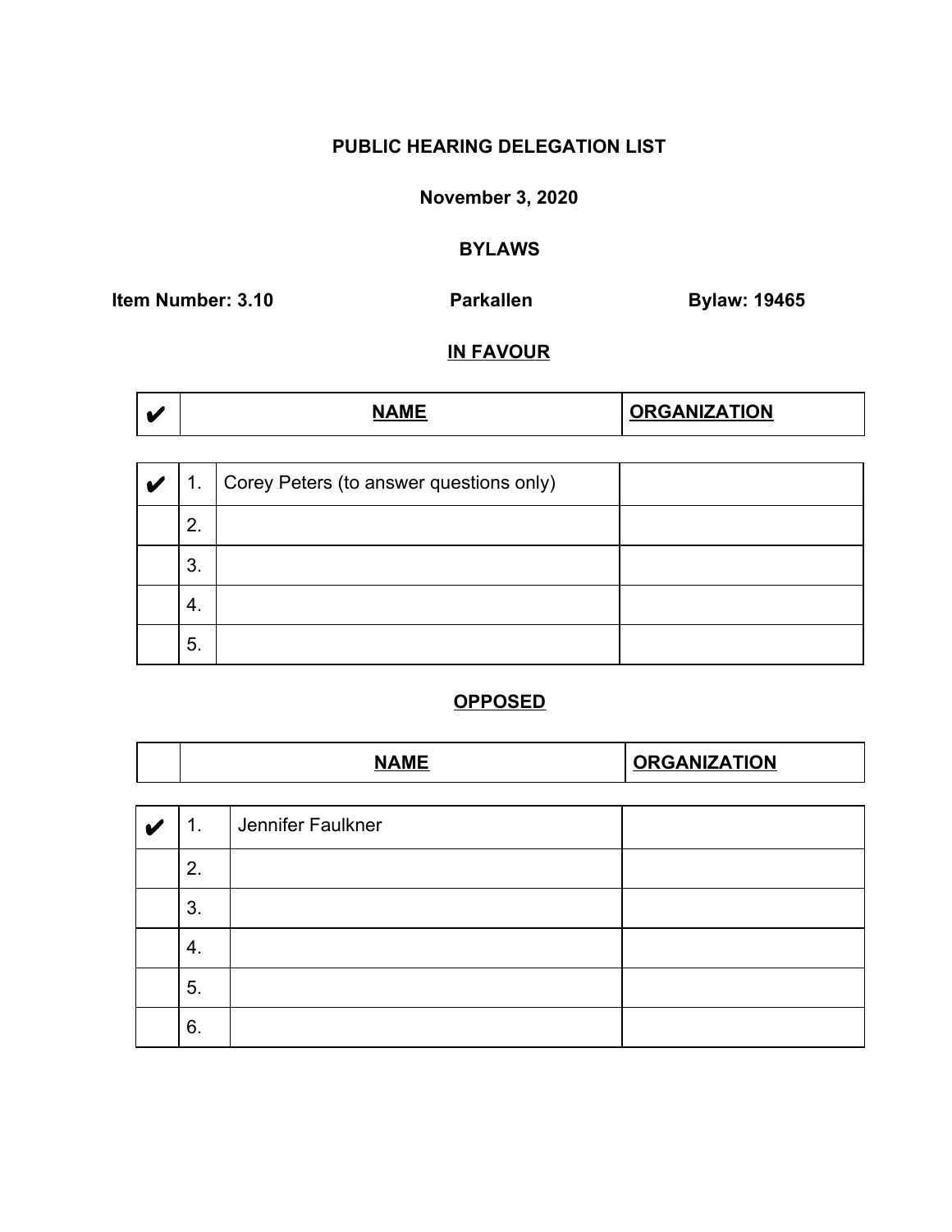**PUBLIC HEARING DELEGATION LIST**

**November 3, 2020**

**BYLAWS**

**Item Number: 3.10** **Parkallen** **Bylaw: 19465**

**IN FAVOUR**

| ✔ | | NAME | ORGANIZATION |
|---|---|---|---|
| ✔ | 1. | Corey Peters (to answer questions only) | |
| | 2. | | |
| | 3. | | |
| | 4. | | |
| | 5. | | |

**OPPOSED**

| | | NAME | ORGANIZATION |
|---|---|---|---|
| ✔ | 1. | Jennifer Faulkner | |
| | 2. | | |
| | 3. | | |
| | 4. | | |
| | 5. | | |
| | 6. | | |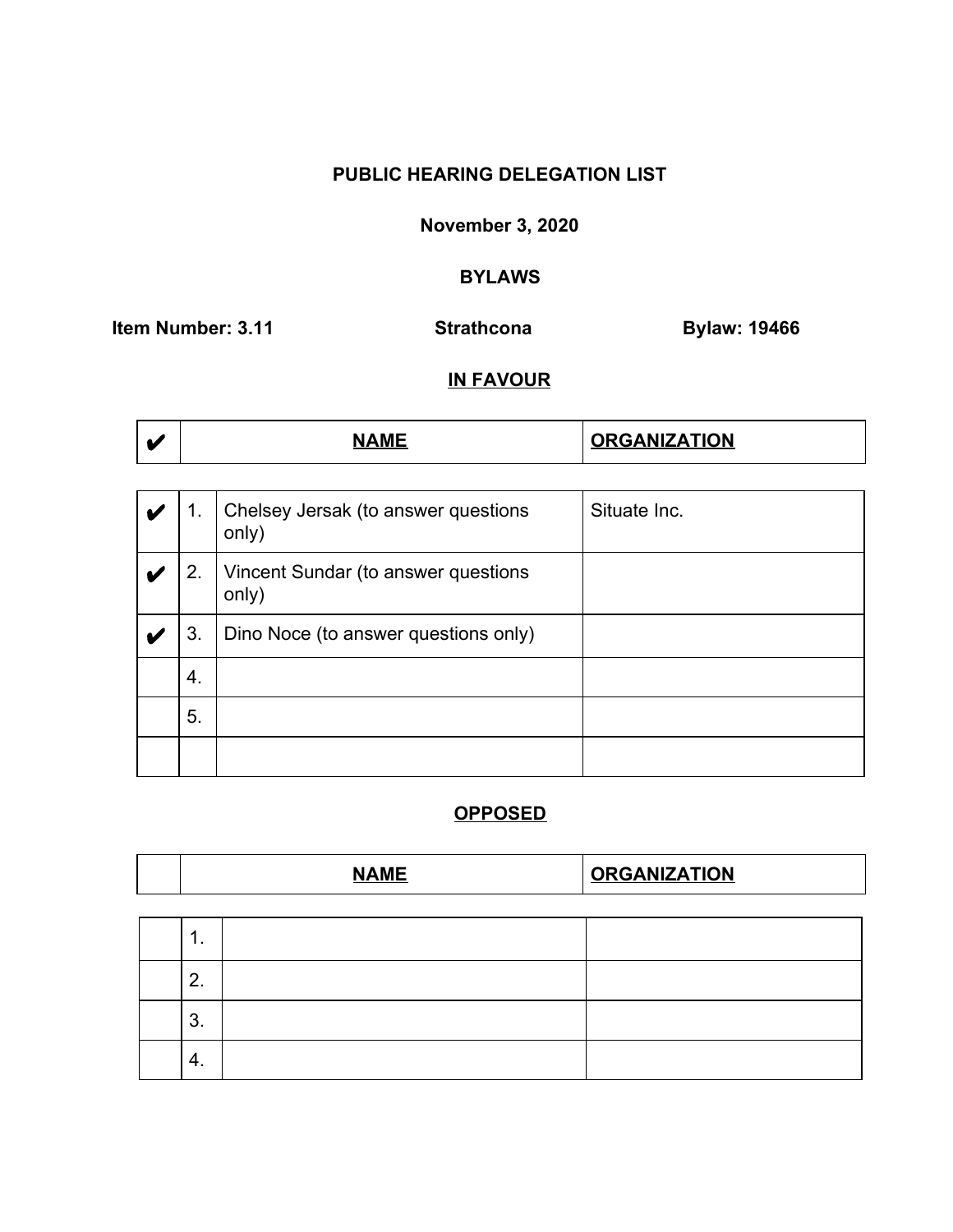**PUBLIC HEARING DELEGATION LIST**

**November 3, 2020**

**BYLAWS**

**Item Number: 3.11** **Strathcona** **Bylaw: 19466**

**IN FAVOUR**

| ✔ | | NAME | ORGANIZATION |
|---|---|---|---|
| ✔ | 1. | Chelsey Jersak (to answer questions only) | Situate Inc. |
| ✔ | 2. | Vincent Sundar (to answer questions only) | |
| ✔ | 3. | Dino Noce (to answer questions only) | |
| | 4. | | |
| | 5. | | |
| | | | |

**OPPOSED**

| | | NAME | ORGANIZATION |
|---|---|---|---|
| | 1. | | |
| | 2. | | |
| | 3. | | |
| | 4. | | |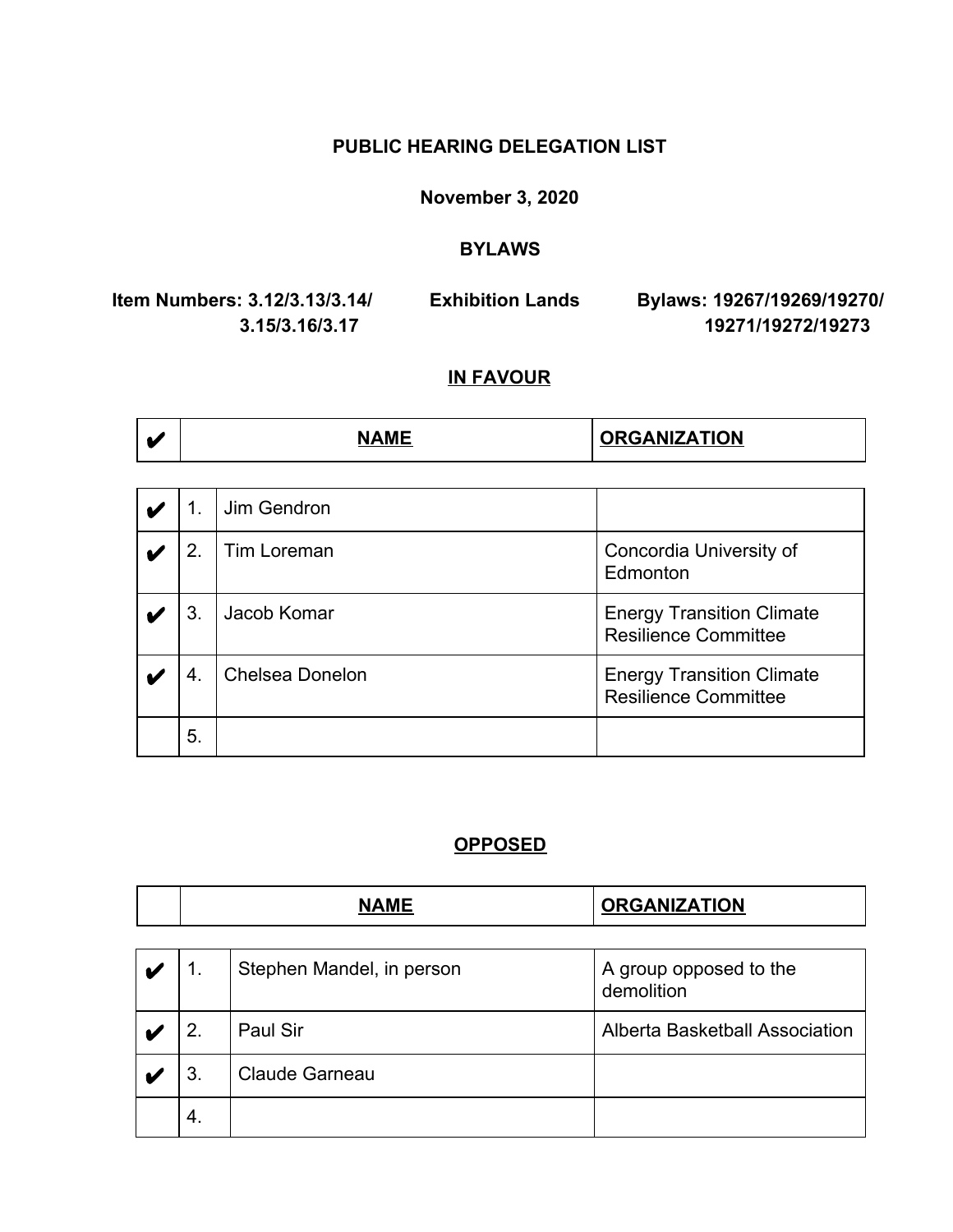**PUBLIC HEARING DELEGATION LIST**

**November 3, 2020**

**BYLAWS**

**Item Numbers: 3.12/3.13/3.14/3.15/3.16/3.17** **Exhibition Lands** **Bylaws: 19267/19269/19270/19271/19272/19273**

**IN FAVOUR**

| ✔ | | **NAME** | **ORGANIZATION** |
|---|---|---|---|
| ✔ | 1. | Jim Gendron | |
| ✔ | 2. | Tim Loreman | Concordia University of Edmonton |
| ✔ | 3. | Jacob Komar | Energy Transition Climate Resilience Committee |
| ✔ | 4. | Chelsea Donelon | Energy Transition Climate Resilience Committee |
| | 5. | | |

**OPPOSED**

| | | **NAME** | **ORGANIZATION** |
|---|---|---|---|
| ✔ | 1. | Stephen Mandel, in person | A group opposed to the demolition |
| ✔ | 2. | Paul Sir | Alberta Basketball Association |
| ✔ | 3. | Claude Garneau | |
| | 4. | | |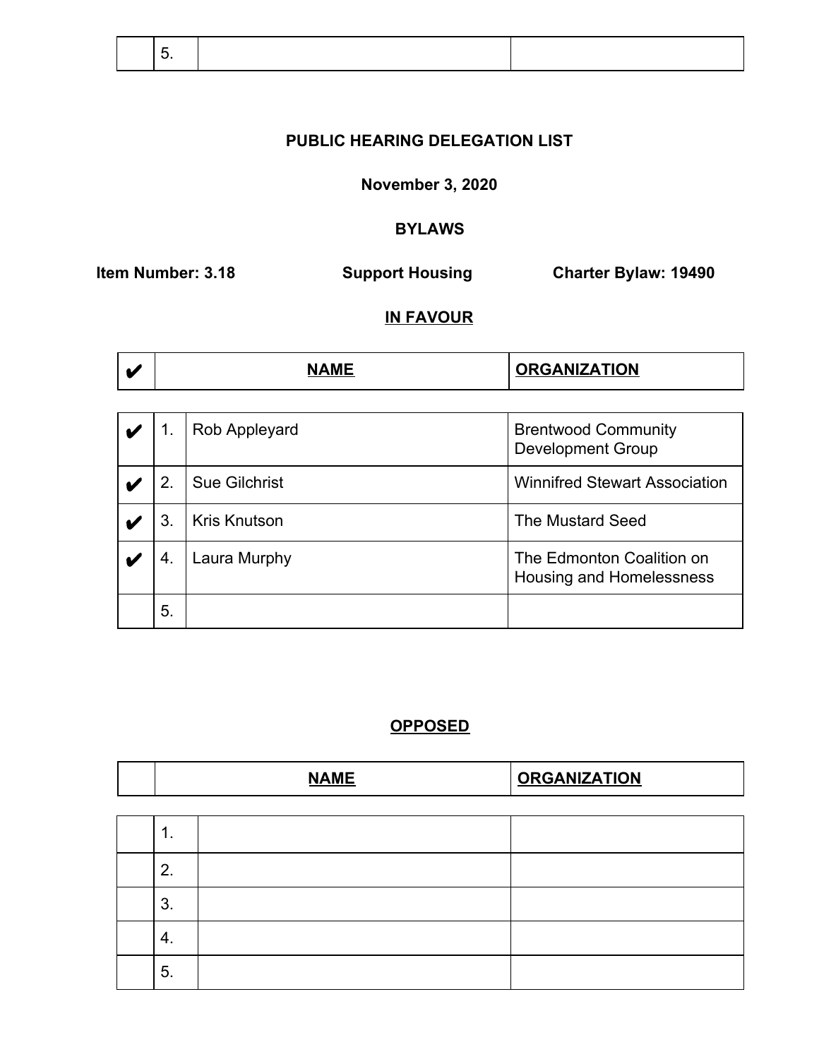| | 5. | | |
|---|---|---|---|

**PUBLIC HEARING DELEGATION LIST**

**November 3, 2020**

**BYLAWS**

**Item Number: 3.18** **Support Housing** **Charter Bylaw: 19490**

**IN FAVOUR**

| ✔ | | NAME | ORGANIZATION |
|---|---|---|---|
| ✔ | 1. | Rob Appleyard | Brentwood Community Development Group |
| ✔ | 2. | Sue Gilchrist | Winnifred Stewart Association |
| ✔ | 3. | Kris Knutson | The Mustard Seed |
| ✔ | 4. | Laura Murphy | The Edmonton Coalition on Housing and Homelessness |
| | 5. | | |

**OPPOSED**

| | | NAME | ORGANIZATION |
|---|---|---|---|
| | 1. | | |
| | 2. | | |
| | 3. | | |
| | 4. | | |
| | 5. | | |